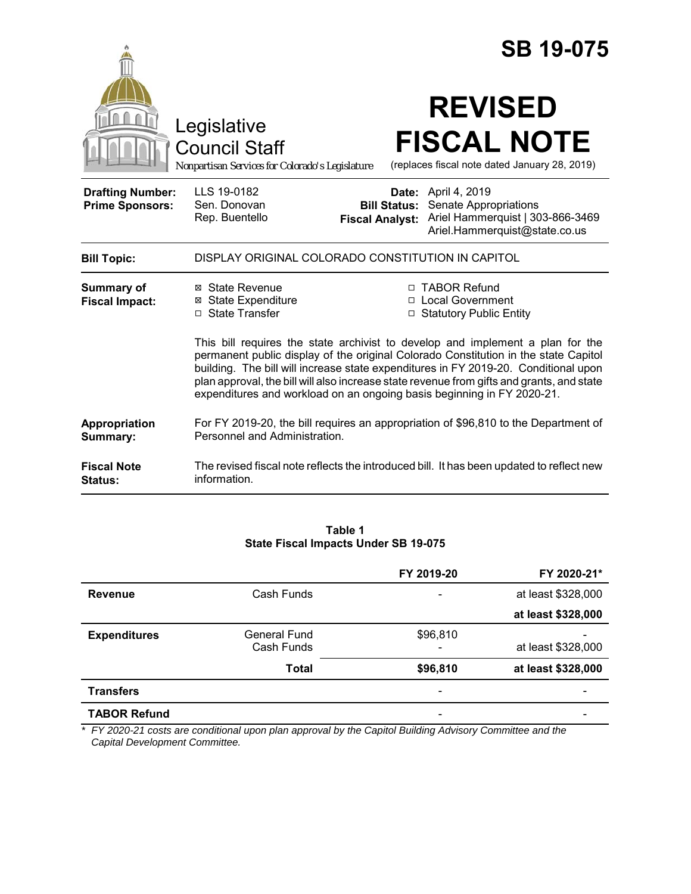# SB 19-075

Legislative Council Staff

Nonpartisan Services for Colorado's Legislature

# REVISED FISCAL NOTE

(replaces fiscal note dated January 28, 2019)

| | | | |
|---|---|---|---|
| **Drafting Number:** | LLS 19-0182 | **Date:** | April 4, 2019 |
| **Prime Sponsors:** | Sen. Donovan<br>Rep. Buentello | **Bill Status:** | Senate Appropriations |
| | | **Fiscal Analyst:** | Ariel Hammerquist \| 303-866-3469<br>Ariel.Hammerquist@state.co.us |

**Bill Topic:** DISPLAY ORIGINAL COLORADO CONSTITUTION IN CAPITOL

**Summary of Fiscal Impact:**

- ☒ State Revenue
- ☒ State Expenditure
- ☐ State Transfer
- ☐ TABOR Refund
- ☐ Local Government
- ☐ Statutory Public Entity

This bill requires the state archivist to develop and implement a plan for the permanent public display of the original Colorado Constitution in the state Capitol building. The bill will increase state expenditures in FY 2019-20. Conditional upon plan approval, the bill will also increase state revenue from gifts and grants, and state expenditures and workload on an ongoing basis beginning in FY 2020-21.

**Appropriation Summary:** For FY 2019-20, the bill requires an appropriation of $96,810 to the Department of Personnel and Administration.

**Fiscal Note Status:** The revised fiscal note reflects the introduced bill. It has been updated to reflect new information.

**Table 1**
**State Fiscal Impacts Under SB 19-075**

| | | FY 2019-20 | FY 2020-21* |
|---|---|---|---|
| **Revenue** | Cash Funds | - | at least $328,000 |
| | | | **at least $328,000** |
| **Expenditures** | General Fund | $96,810 | - |
| | Cash Funds | - | at least $328,000 |
| | **Total** | **$96,810** | **at least $328,000** |
| **Transfers** | | - | - |
| **TABOR Refund** | | - | - |

*\* FY 2020-21 costs are conditional upon plan approval by the Capitol Building Advisory Committee and the Capital Development Committee.*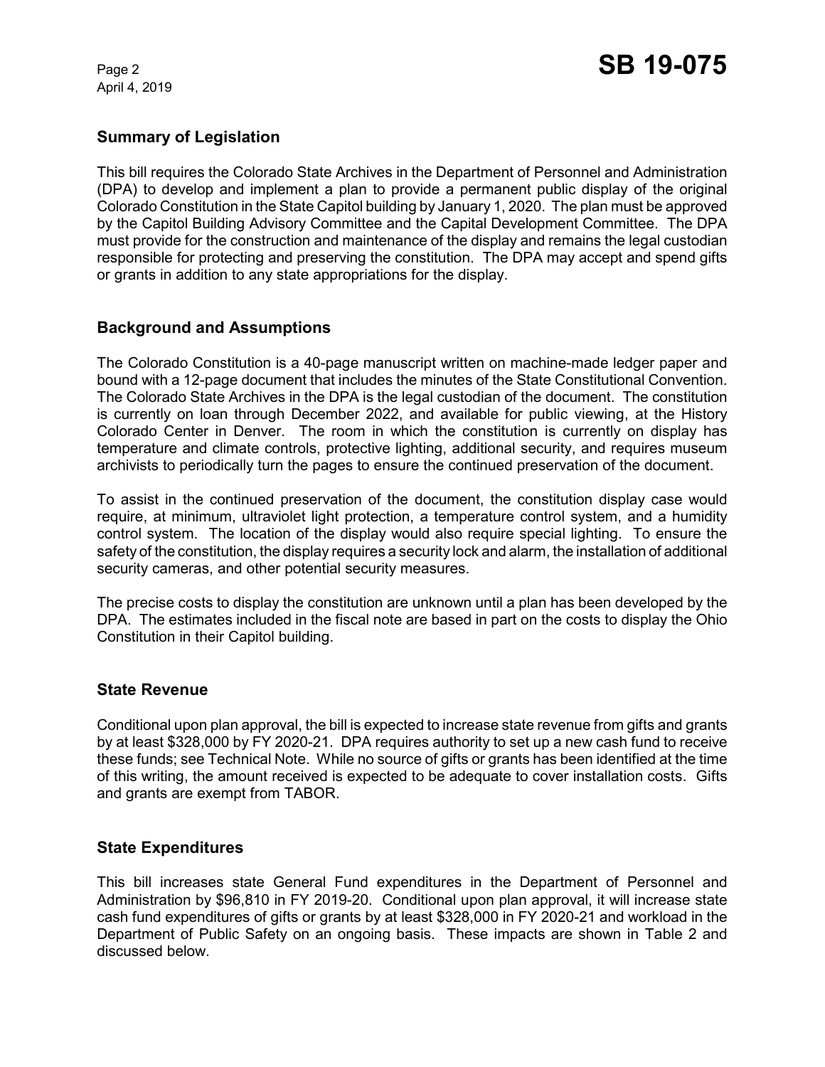## Summary of Legislation

This bill requires the Colorado State Archives in the Department of Personnel and Administration (DPA) to develop and implement a plan to provide a permanent public display of the original Colorado Constitution in the State Capitol building by January 1, 2020. The plan must be approved by the Capitol Building Advisory Committee and the Capital Development Committee. The DPA must provide for the construction and maintenance of the display and remains the legal custodian responsible for protecting and preserving the constitution. The DPA may accept and spend gifts or grants in addition to any state appropriations for the display.

## Background and Assumptions

The Colorado Constitution is a 40-page manuscript written on machine-made ledger paper and bound with a 12-page document that includes the minutes of the State Constitutional Convention. The Colorado State Archives in the DPA is the legal custodian of the document. The constitution is currently on loan through December 2022, and available for public viewing, at the History Colorado Center in Denver. The room in which the constitution is currently on display has temperature and climate controls, protective lighting, additional security, and requires museum archivists to periodically turn the pages to ensure the continued preservation of the document.

To assist in the continued preservation of the document, the constitution display case would require, at minimum, ultraviolet light protection, a temperature control system, and a humidity control system. The location of the display would also require special lighting. To ensure the safety of the constitution, the display requires a security lock and alarm, the installation of additional security cameras, and other potential security measures.

The precise costs to display the constitution are unknown until a plan has been developed by the DPA. The estimates included in the fiscal note are based in part on the costs to display the Ohio Constitution in their Capitol building.

## State Revenue

Conditional upon plan approval, the bill is expected to increase state revenue from gifts and grants by at least $328,000 by FY 2020-21. DPA requires authority to set up a new cash fund to receive these funds; see Technical Note. While no source of gifts or grants has been identified at the time of this writing, the amount received is expected to be adequate to cover installation costs. Gifts and grants are exempt from TABOR.

## State Expenditures

This bill increases state General Fund expenditures in the Department of Personnel and Administration by $96,810 in FY 2019-20. Conditional upon plan approval, it will increase state cash fund expenditures of gifts or grants by at least $328,000 in FY 2020-21 and workload in the Department of Public Safety on an ongoing basis. These impacts are shown in Table 2 and discussed below.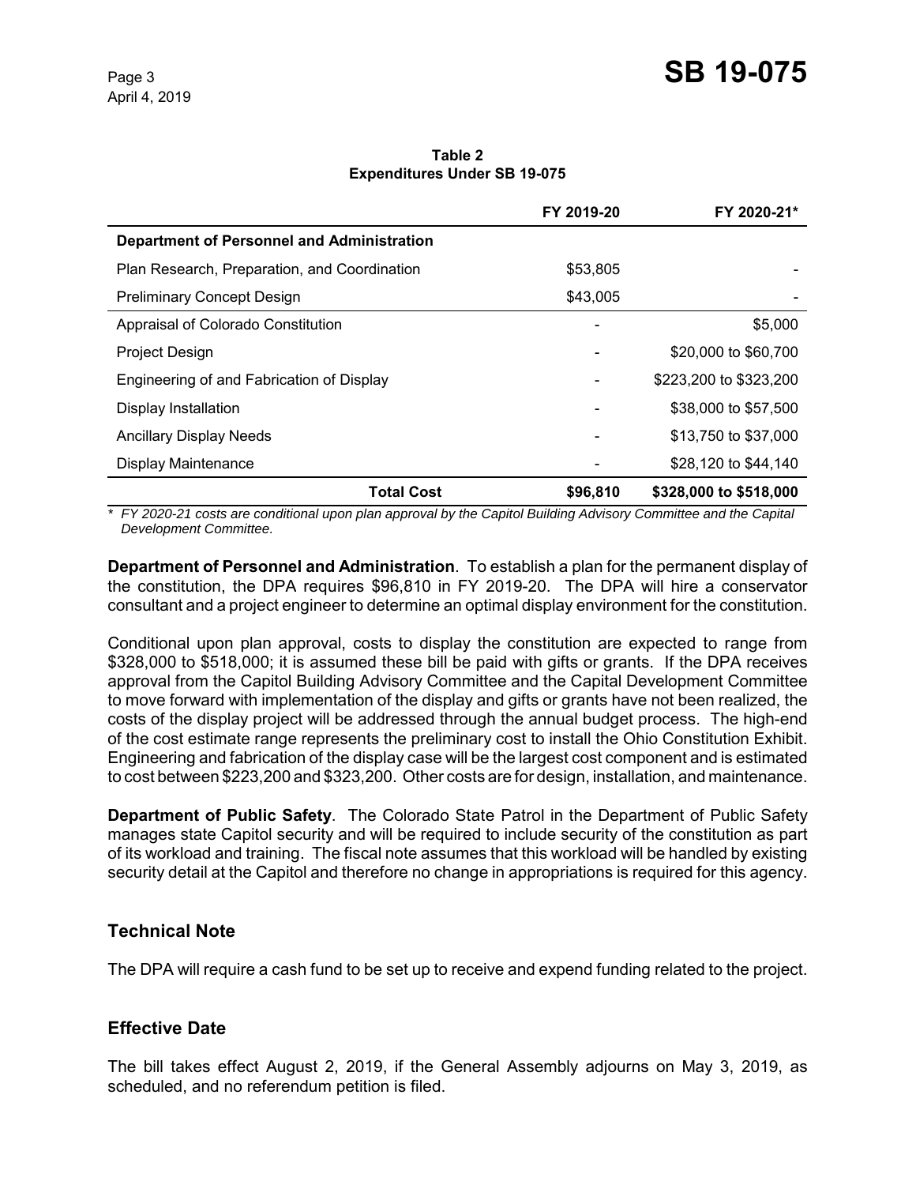**Table 2**
**Expenditures Under SB 19-075**

| | FY 2019-20 | FY 2020-21* |
|---|---|---|
| **Department of Personnel and Administration** | | |
| Plan Research, Preparation, and Coordination | $53,805 | - |
| Preliminary Concept Design | $43,005 | - |
| Appraisal of Colorado Constitution | - | $5,000 |
| Project Design | - | $20,000 to $60,700 |
| Engineering of and Fabrication of Display | - | $223,200 to $323,200 |
| Display Installation | - | $38,000 to $57,500 |
| Ancillary Display Needs | - | $13,750 to $37,000 |
| Display Maintenance | - | $28,120 to $44,140 |
| **Total Cost** | **$96,810** | **$328,000 to $518,000** |

*\* FY 2020-21 costs are conditional upon plan approval by the Capitol Building Advisory Committee and the Capital Development Committee.*

**Department of Personnel and Administration**. To establish a plan for the permanent display of the constitution, the DPA requires $96,810 in FY 2019-20. The DPA will hire a conservator consultant and a project engineer to determine an optimal display environment for the constitution.

Conditional upon plan approval, costs to display the constitution are expected to range from $328,000 to $518,000; it is assumed these bill be paid with gifts or grants. If the DPA receives approval from the Capitol Building Advisory Committee and the Capital Development Committee to move forward with implementation of the display and gifts or grants have not been realized, the costs of the display project will be addressed through the annual budget process. The high-end of the cost estimate range represents the preliminary cost to install the Ohio Constitution Exhibit. Engineering and fabrication of the display case will be the largest cost component and is estimated to cost between $223,200 and $323,200. Other costs are for design, installation, and maintenance.

**Department of Public Safety**. The Colorado State Patrol in the Department of Public Safety manages state Capitol security and will be required to include security of the constitution as part of its workload and training. The fiscal note assumes that this workload will be handled by existing security detail at the Capitol and therefore no change in appropriations is required for this agency.

## Technical Note

The DPA will require a cash fund to be set up to receive and expend funding related to the project.

## Effective Date

The bill takes effect August 2, 2019, if the General Assembly adjourns on May 3, 2019, as scheduled, and no referendum petition is filed.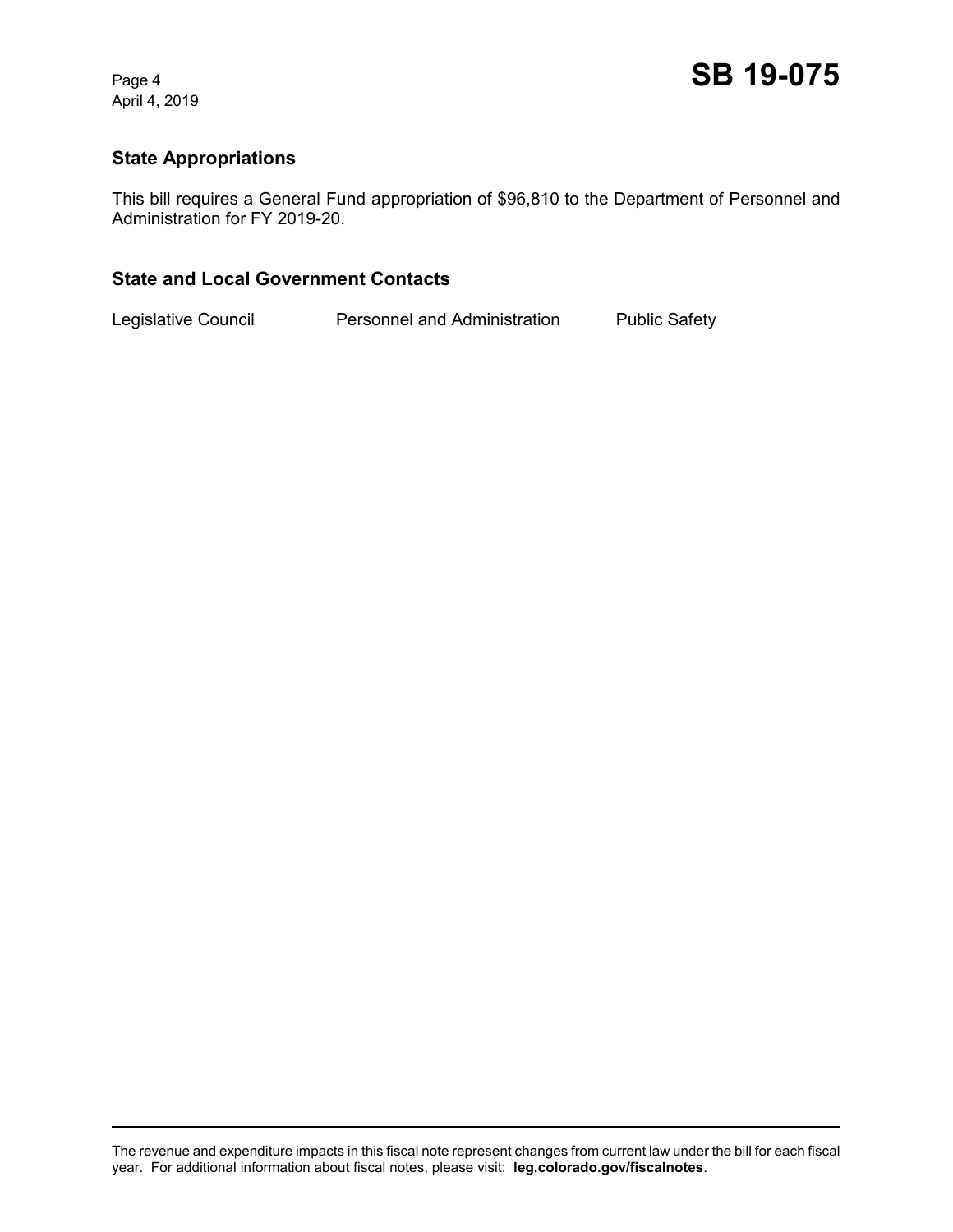## State Appropriations

This bill requires a General Fund appropriation of $96,810 to the Department of Personnel and Administration for FY 2019-20.

## State and Local Government Contacts

Legislative Council     Personnel and Administration     Public Safety

The revenue and expenditure impacts in this fiscal note represent changes from current law under the bill for each fiscal year. For additional information about fiscal notes, please visit: **leg.colorado.gov/fiscalnotes**.